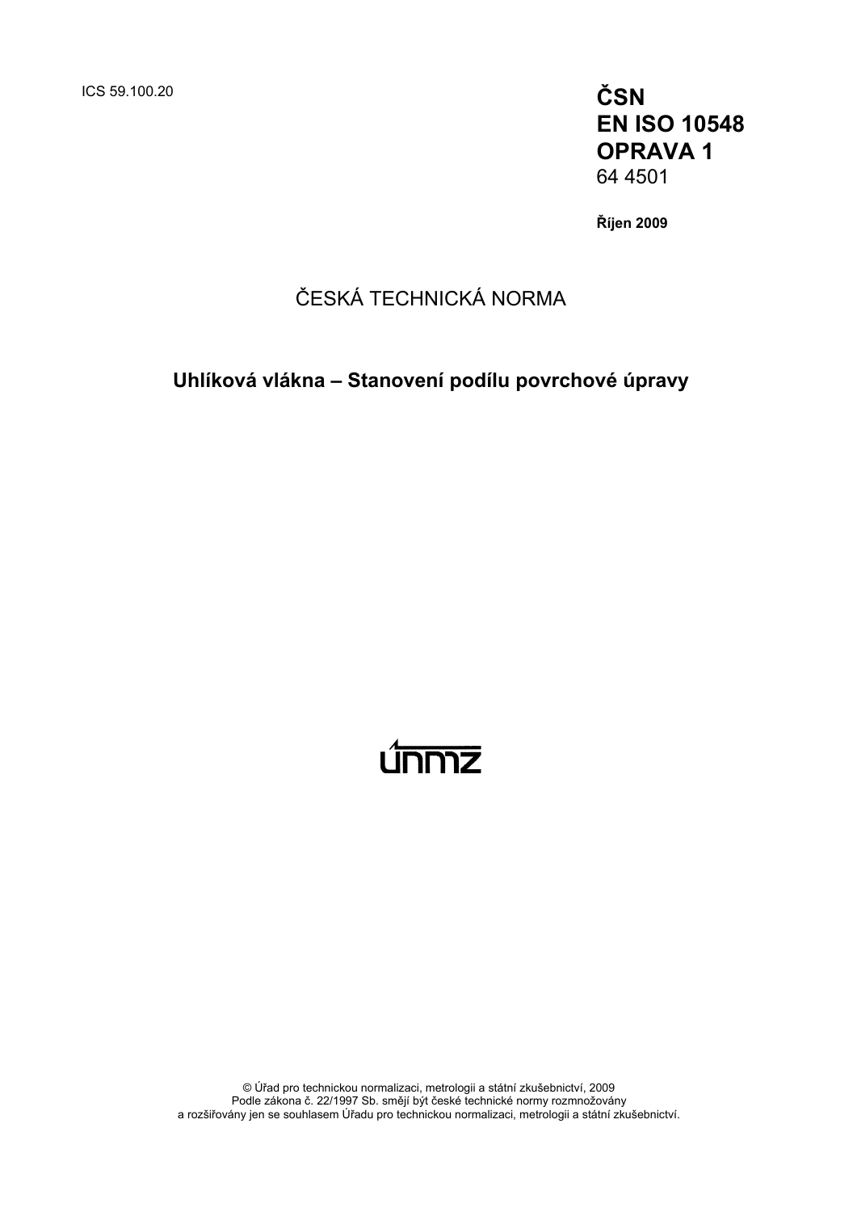ICS 59.100.20

**ČSN**
**EN ISO 10548**
**OPRAVA 1**
64 4501

**Říjen 2009**

ČESKÁ TECHNICKÁ NORMA

**Uhlíková vlákna – Stanovení podílu povrchové úpravy**

únmz

© Úřad pro technickou normalizaci, metrologii a státní zkušebnictví, 2009
Podle zákona č. 22/1997 Sb. smějí být české technické normy rozmnožovány
a rozšiřovány jen se souhlasem Úřadu pro technickou normalizaci, metrologii a státní zkušebnictví.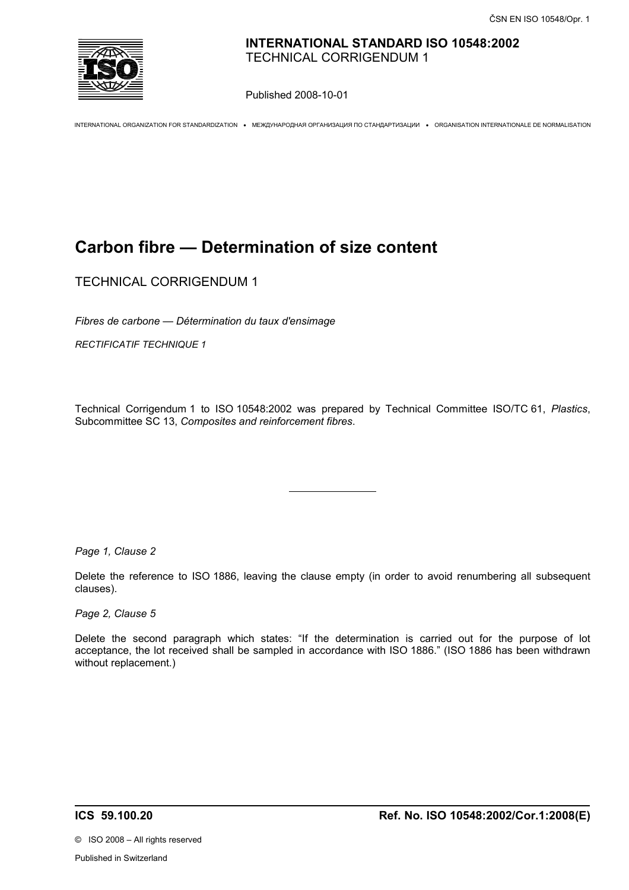**INTERNATIONAL STANDARD ISO 10548:2002**
TECHNICAL CORRIGENDUM 1

Published 2008-10-01

INTERNATIONAL ORGANIZATION FOR STANDARDIZATION • МЕЖДУНАРОДНАЯ ОРГАНИЗАЦИЯ ПО СТАНДАРТИЗАЦИИ • ORGANISATION INTERNATIONALE DE NORMALISATION

# Carbon fibre — Determination of size content

TECHNICAL CORRIGENDUM 1

*Fibres de carbone — Détermination du taux d'ensimage*

*RECTIFICATIF TECHNIQUE 1*

Technical Corrigendum 1 to ISO 10548:2002 was prepared by Technical Committee ISO/TC 61, *Plastics*, Subcommittee SC 13, *Composites and reinforcement fibres*.

---

*Page 1, Clause 2*

Delete the reference to ISO 1886, leaving the clause empty (in order to avoid renumbering all subsequent clauses).

*Page 2, Clause 5*

Delete the second paragraph which states: "If the determination is carried out for the purpose of lot acceptance, the lot received shall be sampled in accordance with ISO 1886." (ISO 1886 has been withdrawn without replacement.)

**ICS 59.100.20** **Ref. No. ISO 10548:2002/Cor.1:2008(E)**

© ISO 2008 – All rights reserved

Published in Switzerland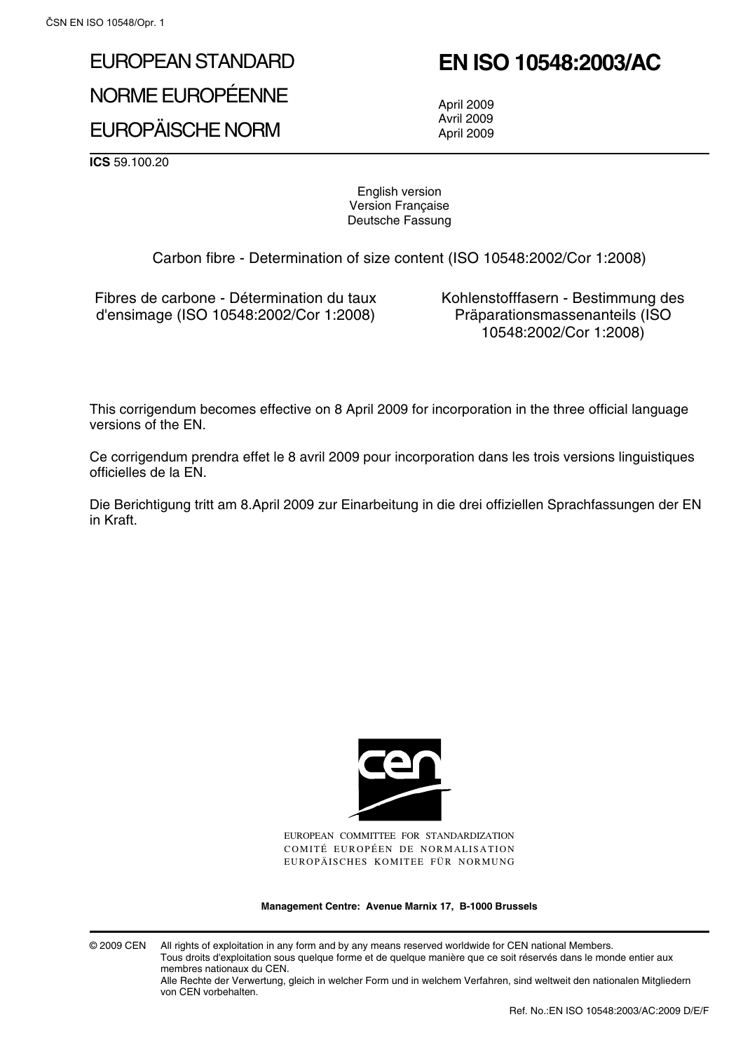# EUROPEAN STANDARD
# NORME EUROPÉENNE
# EUROPÄISCHE NORM

# EN ISO 10548:2003/AC

April 2009
Avril 2009
April 2009

**ICS** 59.100.20

English version
Version Française
Deutsche Fassung

Carbon fibre - Determination of size content (ISO 10548:2002/Cor 1:2008)

Fibres de carbone - Détermination du taux d'ensimage (ISO 10548:2002/Cor 1:2008)

Kohlenstofffasern - Bestimmung des Präparationsmassenanteils (ISO 10548:2002/Cor 1:2008)

This corrigendum becomes effective on 8 April 2009 for incorporation in the three official language versions of the EN.

Ce corrigendum prendra effet le 8 avril 2009 pour incorporation dans les trois versions linguistiques officielles de la EN.

Die Berichtigung tritt am 8.April 2009 zur Einarbeitung in die drei offiziellen Sprachfassungen der EN in Kraft.

EUROPEAN COMMITTEE FOR STANDARDIZATION
COMITÉ EUROPÉEN DE NORMALISATION
EUROPÄISCHES KOMITEE FÜR NORMUNG

**Management Centre: Avenue Marnix 17, B-1000 Brussels**

© 2009 CEN All rights of exploitation in any form and by any means reserved worldwide for CEN national Members.
Tous droits d'exploitation sous quelque forme et de quelque manière que ce soit réservés dans le monde entier aux membres nationaux du CEN.
Alle Rechte der Verwertung, gleich in welcher Form und in welchem Verfahren, sind weltweit den nationalen Mitgliedern von CEN vorbehalten.

Ref. No.:EN ISO 10548:2003/AC:2009 D/E/F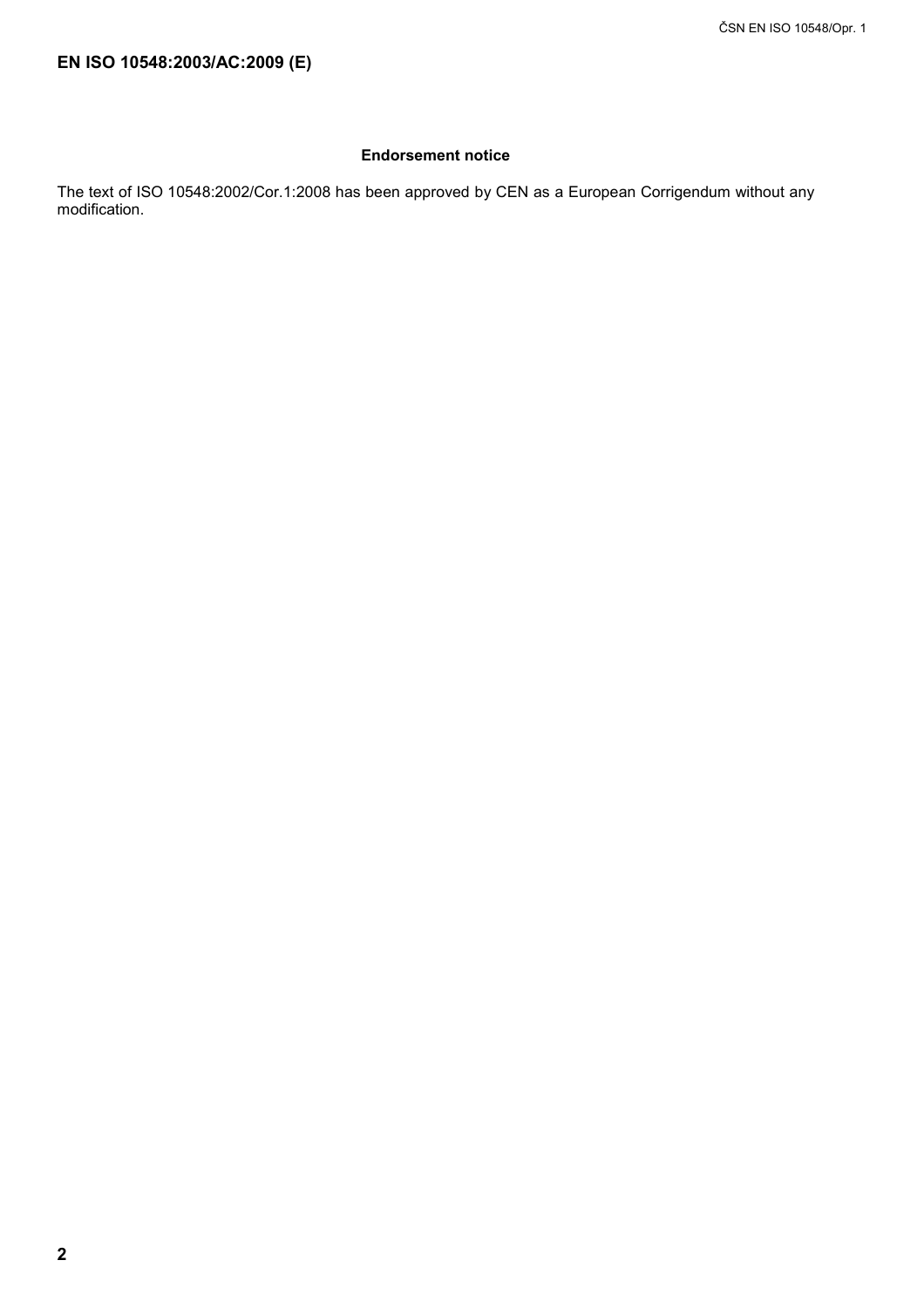## Endorsement notice

The text of ISO 10548:2002/Cor.1:2008 has been approved by CEN as a European Corrigendum without any modification.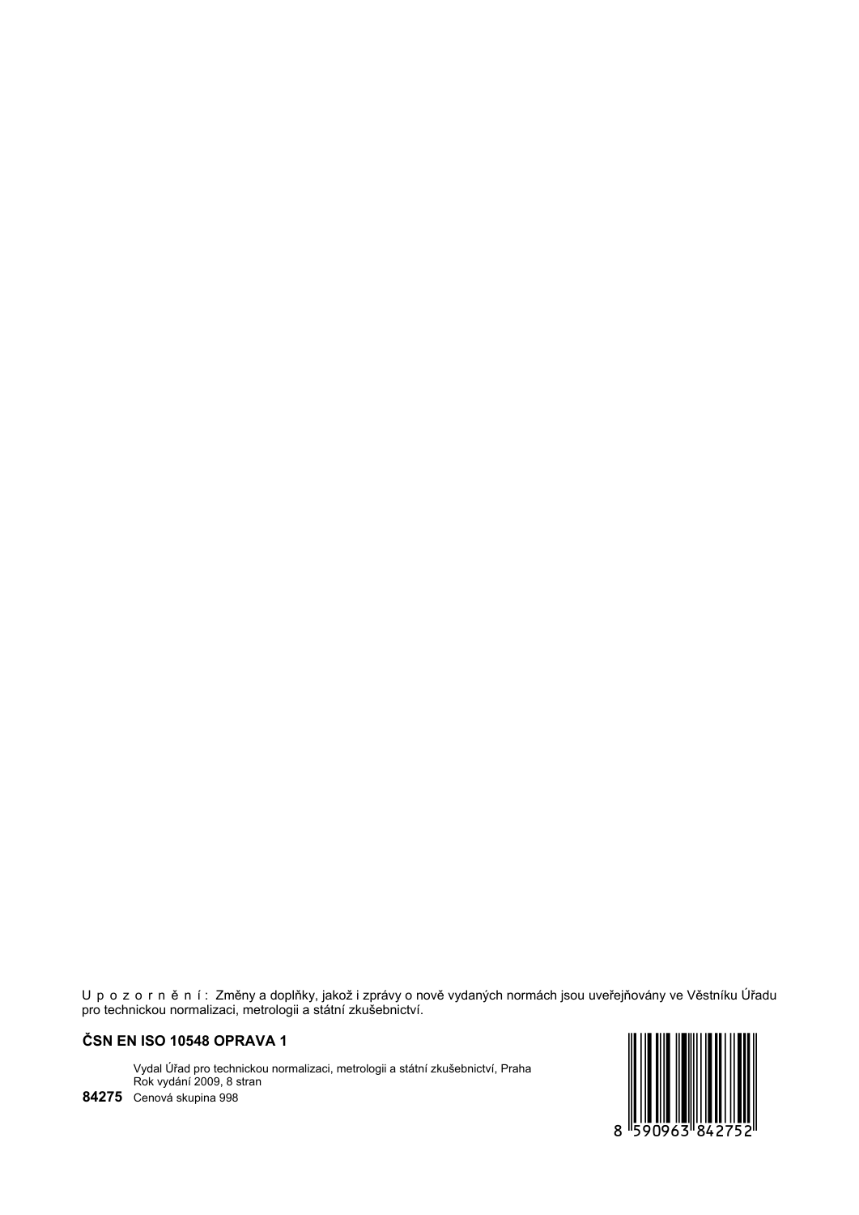U p o z o r n ě n í : Změny a doplňky, jakož i zprávy o nově vydaných normách jsou uveřejňovány ve Věstníku Úřadu pro technickou normalizaci, metrologii a státní zkušebnictví.

**ČSN EN ISO 10548 OPRAVA 1**

Vydal Úřad pro technickou normalizaci, metrologii a státní zkušebnictví, Praha
Rok vydání 2009, 8 stran

**84275** Cenová skupina 998

8 590963 842752